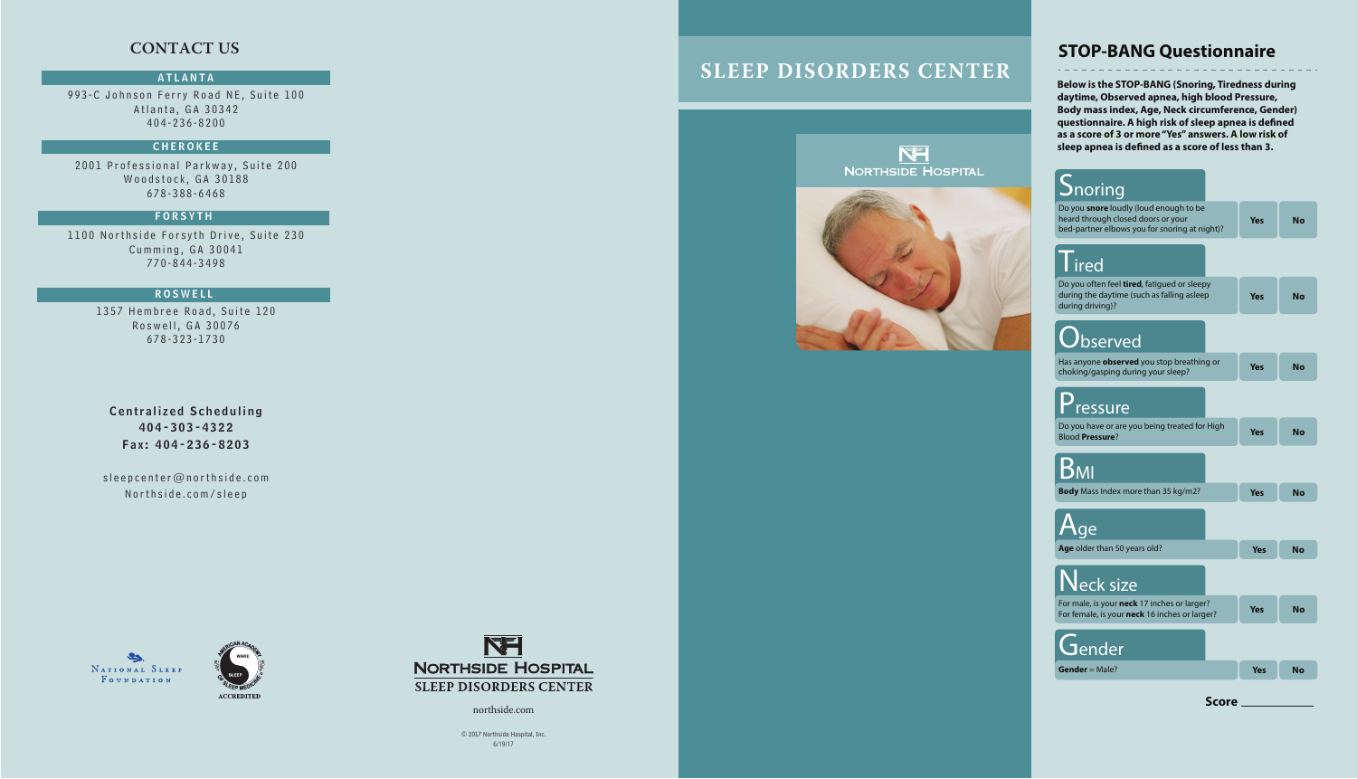## CONTACT US

### ATLANTA

993-C Johnson Ferry Road NE, Suite 100
Atlanta, GA 30342
404-236-8200

### CHEROKEE

2001 Professional Parkway, Suite 200
Woodstock, GA 30188
678-388-6468

### FORSYTH

1100 Northside Forsyth Drive, Suite 230
Cumming, GA 30041
770-844-3498

### ROSWELL

1357 Hembree Road, Suite 120
Roswell, GA 30076
678-323-1730

**Centralized Scheduling**
**404-303-4322**
**Fax: 404-236-8203**

sleepcenter@northside.com
Northside.com/sleep

National Sleep Foundation

American Academy of Sleep Medicine ACCREDITED

NORTHSIDE HOSPITAL
SLEEP DISORDERS CENTER

northside.com

© 2017 Northside Hospital, Inc.
6/19/17

# SLEEP DISORDERS CENTER

NORTHSIDE HOSPITAL

## STOP-BANG Questionnaire

**Below is the STOP-BANG (Snoring, Tiredness during daytime, Observed apnea, high blood Pressure, Body mass index, Age, Neck circumference, Gender) questionnaire. A high risk of sleep apnea is defined as a score of 3 or more "Yes" answers. A low risk of sleep apnea is defined as a score of less than 3.**

| | | |
|---|---|---|
| **Snoring** | | |
| Do you **snore** loudly (loud enough to be heard through closed doors or your bed-partner elbows you for snoring at night)? | Yes | No |
| **Tired** | | |
| Do you often feel **tired**, fatigued or sleepy during the daytime (such as falling asleep during driving)? | Yes | No |
| **Observed** | | |
| Has anyone **observed** you stop breathing or choking/gasping during your sleep? | Yes | No |
| **Pressure** | | |
| Do you have or are you being treated for High Blood **Pressure**? | Yes | No |
| **BMI** | | |
| **Body** Mass Index more than 35 kg/m2? | Yes | No |
| **Age** | | |
| **Age** older than 50 years old? | Yes | No |
| **Neck size** | | |
| For male, is your **neck** 17 inches or larger? For female, is your **neck** 16 inches or larger? | Yes | No |
| **Gender** | | |
| **Gender** = Male? | Yes | No |

**Score** ___________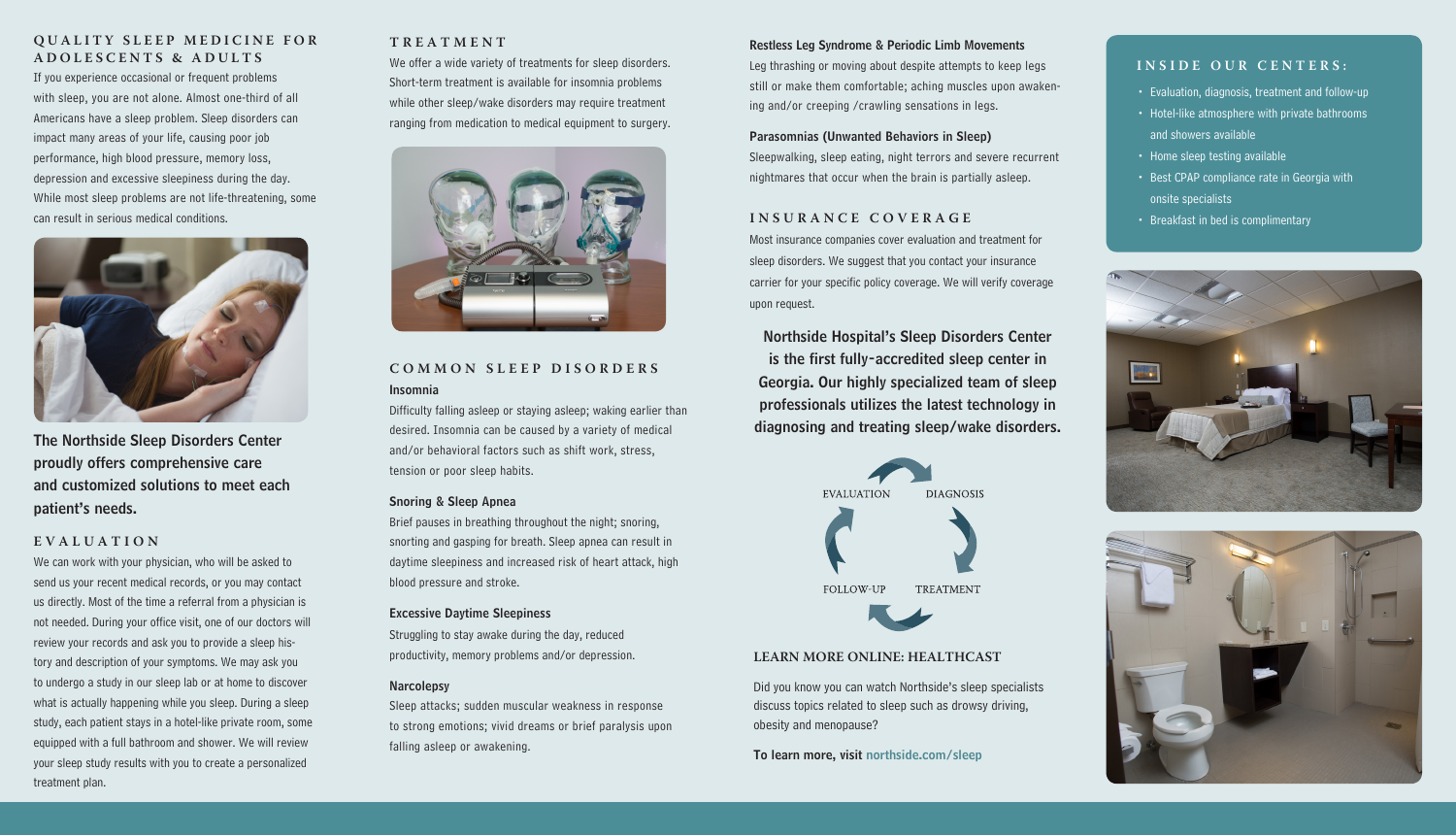## QUALITY SLEEP MEDICINE FOR ADOLESCENTS & ADULTS

If you experience occasional or frequent problems with sleep, you are not alone. Almost one-third of all Americans have a sleep problem. Sleep disorders can impact many areas of your life, causing poor job performance, high blood pressure, memory loss, depression and excessive sleepiness during the day. While most sleep problems are not life-threatening, some can result in serious medical conditions.

**The Northside Sleep Disorders Center proudly offers comprehensive care and customized solutions to meet each patient's needs.**

## EVALUATION

We can work with your physician, who will be asked to send us your recent medical records, or you may contact us directly. Most of the time a referral from a physician is not needed. During your office visit, one of our doctors will review your records and ask you to provide a sleep history and description of your symptoms. We may ask you to undergo a study in our sleep lab or at home to discover what is actually happening while you sleep. During a sleep study, each patient stays in a hotel-like private room, some equipped with a full bathroom and shower. We will review your sleep study results with you to create a personalized treatment plan.

## TREATMENT

We offer a wide variety of treatments for sleep disorders. Short-term treatment is available for insomnia problems while other sleep/wake disorders may require treatment ranging from medication to medical equipment to surgery.

## COMMON SLEEP DISORDERS

**Insomnia**

Difficulty falling asleep or staying asleep; waking earlier than desired. Insomnia can be caused by a variety of medical and/or behavioral factors such as shift work, stress, tension or poor sleep habits.

**Snoring & Sleep Apnea**

Brief pauses in breathing throughout the night; snoring, snorting and gasping for breath. Sleep apnea can result in daytime sleepiness and increased risk of heart attack, high blood pressure and stroke.

**Excessive Daytime Sleepiness**

Struggling to stay awake during the day, reduced productivity, memory problems and/or depression.

**Narcolepsy**

Sleep attacks; sudden muscular weakness in response to strong emotions; vivid dreams or brief paralysis upon falling asleep or awakening.

**Restless Leg Syndrome & Periodic Limb Movements**

Leg thrashing or moving about despite attempts to keep legs still or make them comfortable; aching muscles upon awakening and/or creeping /crawling sensations in legs.

**Parasomnias (Unwanted Behaviors in Sleep)**

Sleepwalking, sleep eating, night terrors and severe recurrent nightmares that occur when the brain is partially asleep.

## INSURANCE COVERAGE

Most insurance companies cover evaluation and treatment for sleep disorders. We suggest that you contact your insurance carrier for your specific policy coverage. We will verify coverage upon request.

**Northside Hospital's Sleep Disorders Center is the first fully-accredited sleep center in Georgia. Our highly specialized team of sleep professionals utilizes the latest technology in diagnosing and treating sleep/wake disorders.**

EVALUATION
DIAGNOSIS
TREATMENT
FOLLOW-UP

## LEARN MORE ONLINE: HEALTHCAST

Did you know you can watch Northside's sleep specialists discuss topics related to sleep such as drowsy driving, obesity and menopause?

**To learn more, visit northside.com/sleep**

## INSIDE OUR CENTERS:

- Evaluation, diagnosis, treatment and follow-up
- Hotel-like atmosphere with private bathrooms and showers available
- Home sleep testing available
- Best CPAP compliance rate in Georgia with onsite specialists
- Breakfast in bed is complimentary